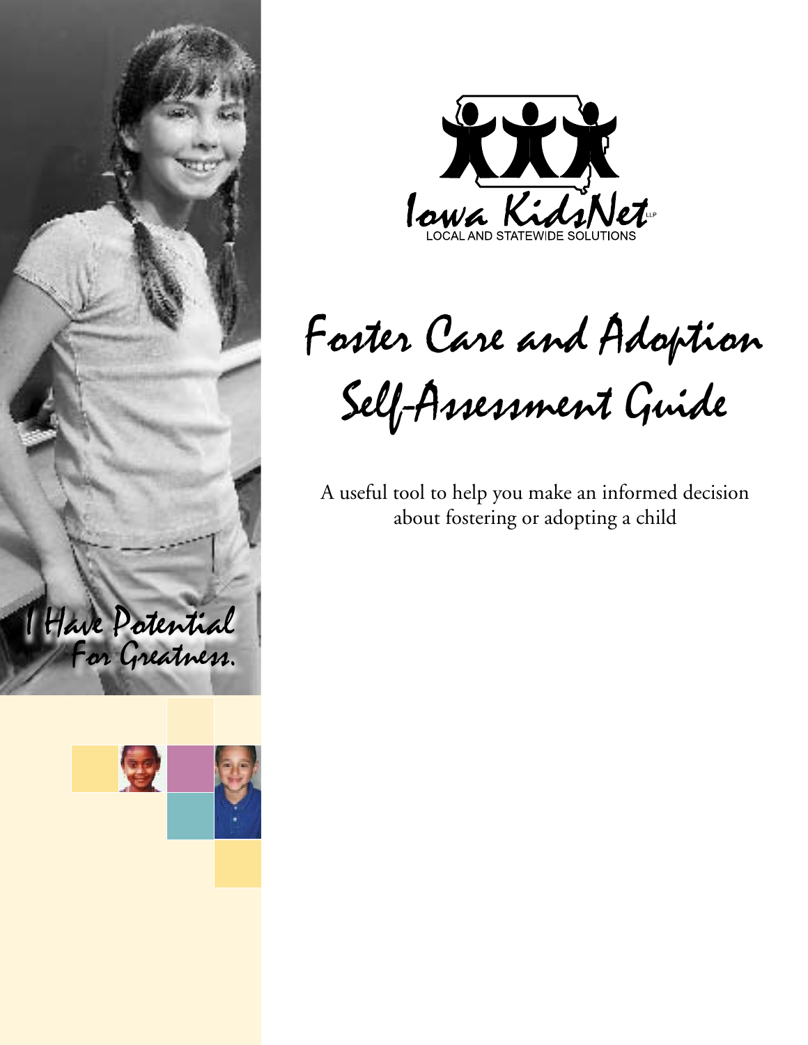Iowa KidsNet

LOCAL AND STATEWIDE SOLUTIONS

# Foster Care and Adoption Self-Assessment Guide

A useful tool to help you make an informed decision about fostering or adopting a child

I Have Potential For Greatness.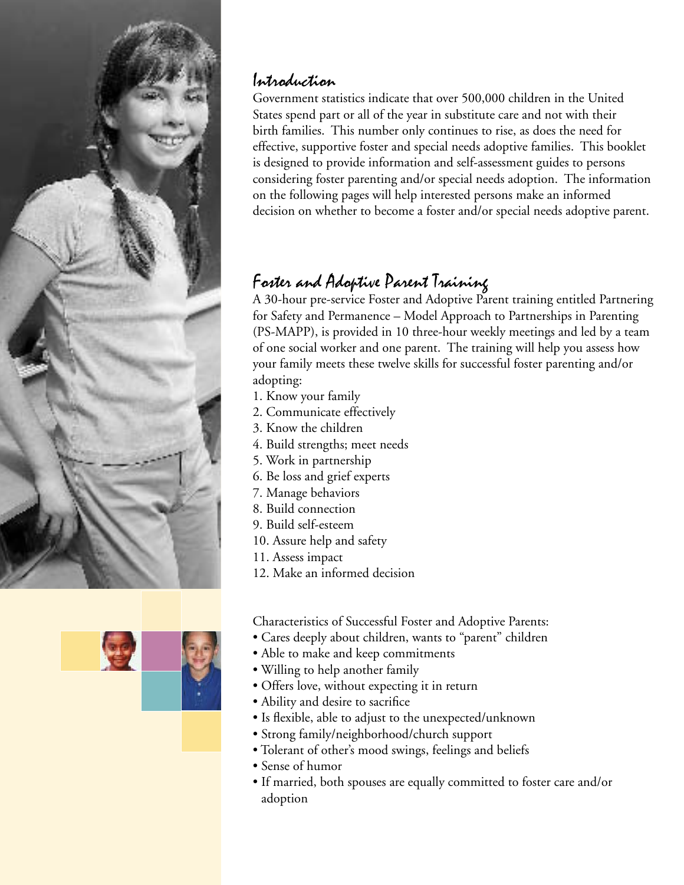## Introduction

Government statistics indicate that over 500,000 children in the United States spend part or all of the year in substitute care and not with their birth families. This number only continues to rise, as does the need for effective, supportive foster and special needs adoptive families. This booklet is designed to provide information and self-assessment guides to persons considering foster parenting and/or special needs adoption. The information on the following pages will help interested persons make an informed decision on whether to become a foster and/or special needs adoptive parent.

## Foster and Adoptive Parent Training

A 30-hour pre-service Foster and Adoptive Parent training entitled Partnering for Safety and Permanence – Model Approach to Partnerships in Parenting (PS-MAPP), is provided in 10 three-hour weekly meetings and led by a team of one social worker and one parent. The training will help you assess how your family meets these twelve skills for successful foster parenting and/or adopting:

1. Know your family
2. Communicate effectively
3. Know the children
4. Build strengths; meet needs
5. Work in partnership
6. Be loss and grief experts
7. Manage behaviors
8. Build connection
9. Build self-esteem
10. Assure help and safety
11. Assess impact
12. Make an informed decision

Characteristics of Successful Foster and Adoptive Parents:

- Cares deeply about children, wants to "parent" children
- Able to make and keep commitments
- Willing to help another family
- Offers love, without expecting it in return
- Ability and desire to sacrifice
- Is flexible, able to adjust to the unexpected/unknown
- Strong family/neighborhood/church support
- Tolerant of other's mood swings, feelings and beliefs
- Sense of humor
- If married, both spouses are equally committed to foster care and/or adoption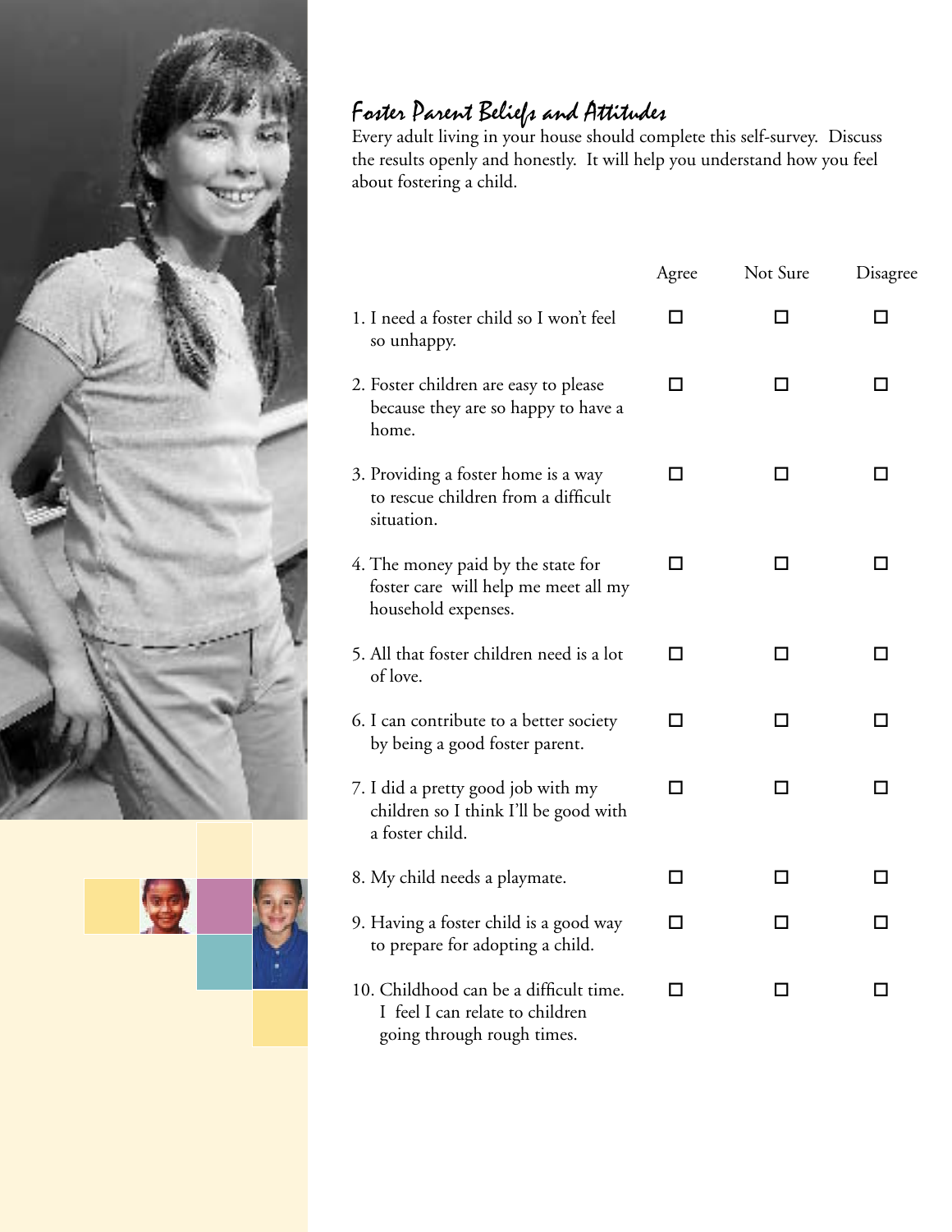## Foster Parent Beliefs and Attitudes

Every adult living in your house should complete this self-survey. Discuss the results openly and honestly. It will help you understand how you feel about fostering a child.

| | Agree | Not Sure | Disagree |
|---|---|---|---|
| 1. I need a foster child so I won't feel so unhappy. | ☐ | ☐ | ☐ |
| 2. Foster children are easy to please because they are so happy to have a home. | ☐ | ☐ | ☐ |
| 3. Providing a foster home is a way to rescue children from a difficult situation. | ☐ | ☐ | ☐ |
| 4. The money paid by the state for foster care will help me meet all my household expenses. | ☐ | ☐ | ☐ |
| 5. All that foster children need is a lot of love. | ☐ | ☐ | ☐ |
| 6. I can contribute to a better society by being a good foster parent. | ☐ | ☐ | ☐ |
| 7. I did a pretty good job with my children so I think I'll be good with a foster child. | ☐ | ☐ | ☐ |
| 8. My child needs a playmate. | ☐ | ☐ | ☐ |
| 9. Having a foster child is a good way to prepare for adopting a child. | ☐ | ☐ | ☐ |
| 10. Childhood can be a difficult time. I feel I can relate to children going through rough times. | ☐ | ☐ | ☐ |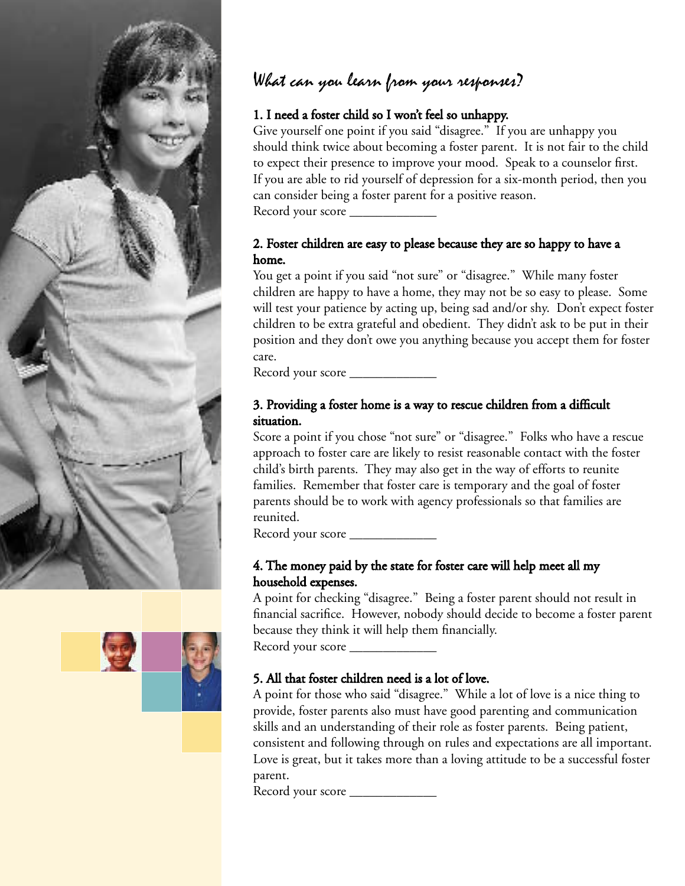## *What can you learn from your responses?*

### 1. I need a foster child so I won't feel so unhappy.

Give yourself one point if you said "disagree." If you are unhappy you should think twice about becoming a foster parent. It is not fair to the child to expect their presence to improve your mood. Speak to a counselor first. If you are able to rid yourself of depression for a six-month period, then you can consider being a foster parent for a positive reason.

Record your score _____________

### 2. Foster children are easy to please because they are so happy to have a home.

You get a point if you said "not sure" or "disagree." While many foster children are happy to have a home, they may not be so easy to please. Some will test your patience by acting up, being sad and/or shy. Don't expect foster children to be extra grateful and obedient. They didn't ask to be put in their position and they don't owe you anything because you accept them for foster care.

Record your score _____________

### 3. Providing a foster home is a way to rescue children from a difficult situation.

Score a point if you chose "not sure" or "disagree." Folks who have a rescue approach to foster care are likely to resist reasonable contact with the foster child's birth parents. They may also get in the way of efforts to reunite families. Remember that foster care is temporary and the goal of foster parents should be to work with agency professionals so that families are reunited.

Record your score _____________

### 4. The money paid by the state for foster care will help meet all my household expenses.

A point for checking "disagree." Being a foster parent should not result in financial sacrifice. However, nobody should decide to become a foster parent because they think it will help them financially.

Record your score _____________

### 5. All that foster children need is a lot of love.

A point for those who said "disagree." While a lot of love is a nice thing to provide, foster parents also must have good parenting and communication skills and an understanding of their role as foster parents. Being patient, consistent and following through on rules and expectations are all important. Love is great, but it takes more than a loving attitude to be a successful foster parent.

Record your score _____________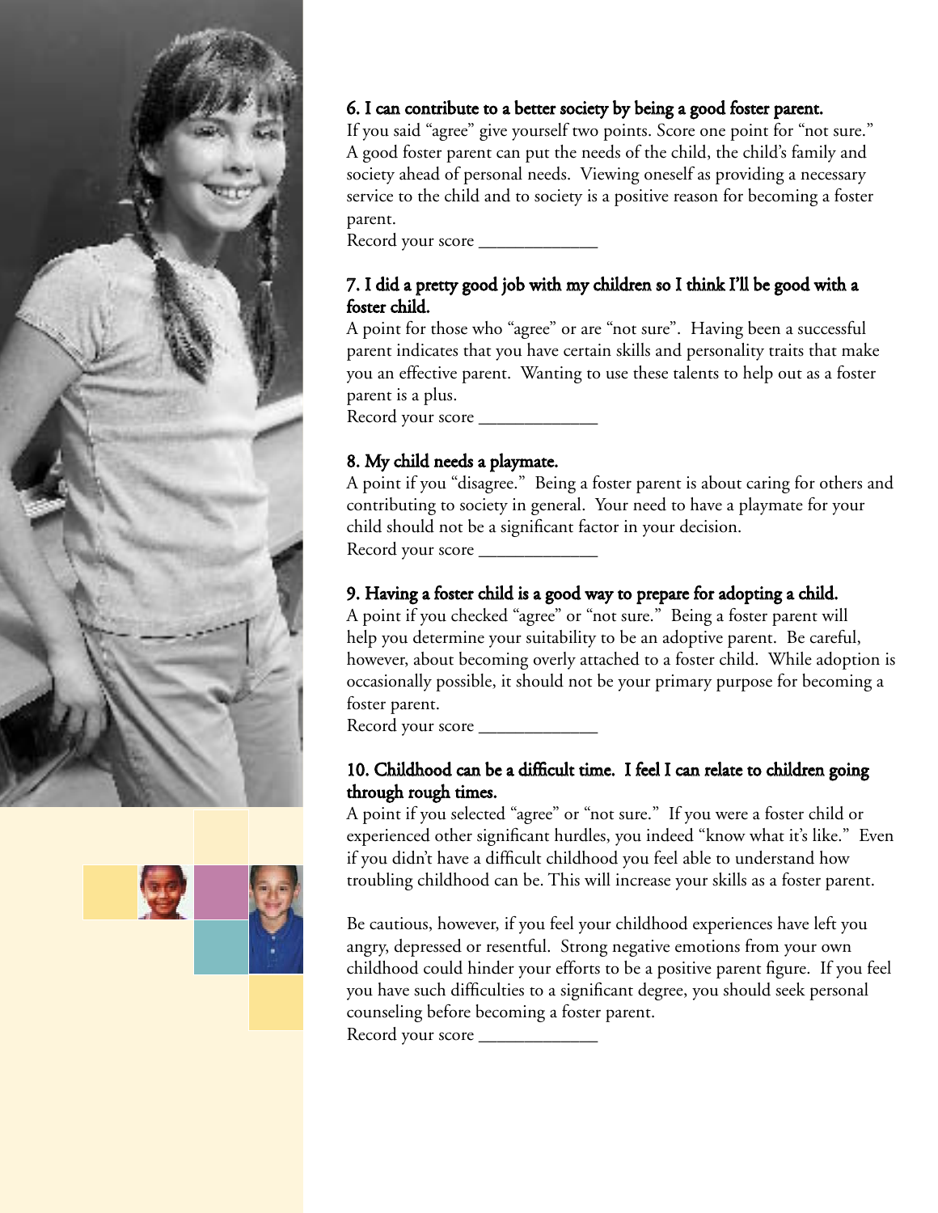**6. I can contribute to a better society by being a good foster parent.**

If you said "agree" give yourself two points. Score one point for "not sure." A good foster parent can put the needs of the child, the child's family and society ahead of personal needs. Viewing oneself as providing a necessary service to the child and to society is a positive reason for becoming a foster parent.

Record your score _____________

**7. I did a pretty good job with my children so I think I'll be good with a foster child.**

A point for those who "agree" or are "not sure". Having been a successful parent indicates that you have certain skills and personality traits that make you an effective parent. Wanting to use these talents to help out as a foster parent is a plus.

Record your score _____________

**8. My child needs a playmate.**

A point if you "disagree." Being a foster parent is about caring for others and contributing to society in general. Your need to have a playmate for your child should not be a significant factor in your decision.

Record your score _____________

**9. Having a foster child is a good way to prepare for adopting a child.**

A point if you checked "agree" or "not sure." Being a foster parent will help you determine your suitability to be an adoptive parent. Be careful, however, about becoming overly attached to a foster child. While adoption is occasionally possible, it should not be your primary purpose for becoming a foster parent.

Record your score _____________

**10. Childhood can be a difficult time. I feel I can relate to children going through rough times.**

A point if you selected "agree" or "not sure." If you were a foster child or experienced other significant hurdles, you indeed "know what it's like." Even if you didn't have a difficult childhood you feel able to understand how troubling childhood can be. This will increase your skills as a foster parent.

Be cautious, however, if you feel your childhood experiences have left you angry, depressed or resentful. Strong negative emotions from your own childhood could hinder your efforts to be a positive parent figure. If you feel you have such difficulties to a significant degree, you should seek personal counseling before becoming a foster parent.

Record your score _____________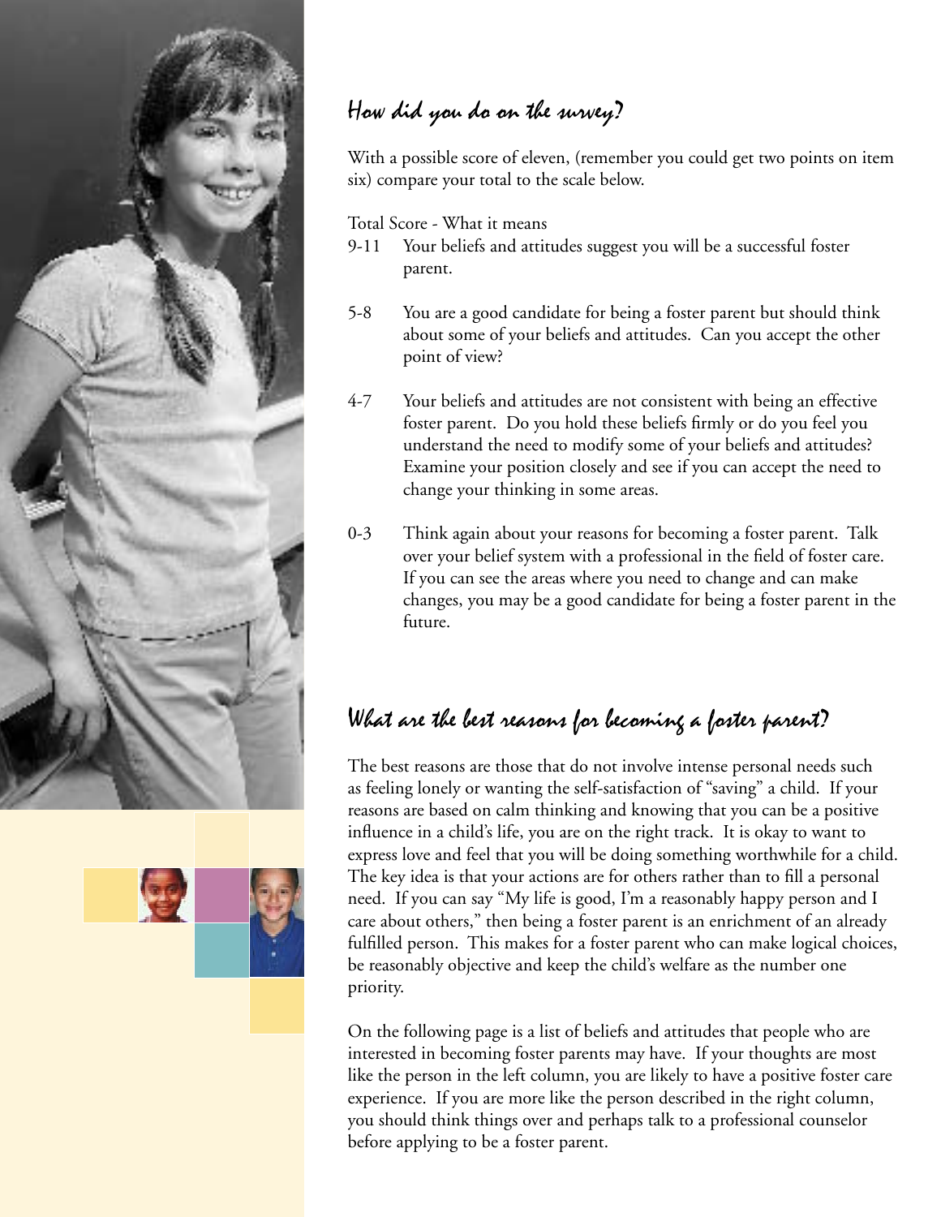## How did you do on the survey?

With a possible score of eleven, (remember you could get two points on item six) compare your total to the scale below.

Total Score - What it means

| Total Score | What it means |
|---|---|
| 9-11 | Your beliefs and attitudes suggest you will be a successful foster parent. |
| 5-8 | You are a good candidate for being a foster parent but should think about some of your beliefs and attitudes. Can you accept the other point of view? |
| 4-7 | Your beliefs and attitudes are not consistent with being an effective foster parent. Do you hold these beliefs firmly or do you feel you understand the need to modify some of your beliefs and attitudes? Examine your position closely and see if you can accept the need to change your thinking in some areas. |
| 0-3 | Think again about your reasons for becoming a foster parent. Talk over your belief system with a professional in the field of foster care. If you can see the areas where you need to change and can make changes, you may be a good candidate for being a foster parent in the future. |

## What are the best reasons for becoming a foster parent?

The best reasons are those that do not involve intense personal needs such as feeling lonely or wanting the self-satisfaction of "saving" a child. If your reasons are based on calm thinking and knowing that you can be a positive influence in a child's life, you are on the right track. It is okay to want to express love and feel that you will be doing something worthwhile for a child. The key idea is that your actions are for others rather than to fill a personal need. If you can say "My life is good, I'm a reasonably happy person and I care about others," then being a foster parent is an enrichment of an already fulfilled person. This makes for a foster parent who can make logical choices, be reasonably objective and keep the child's welfare as the number one priority.

On the following page is a list of beliefs and attitudes that people who are interested in becoming foster parents may have. If your thoughts are most like the person in the left column, you are likely to have a positive foster care experience. If you are more like the person described in the right column, you should think things over and perhaps talk to a professional counselor before applying to be a foster parent.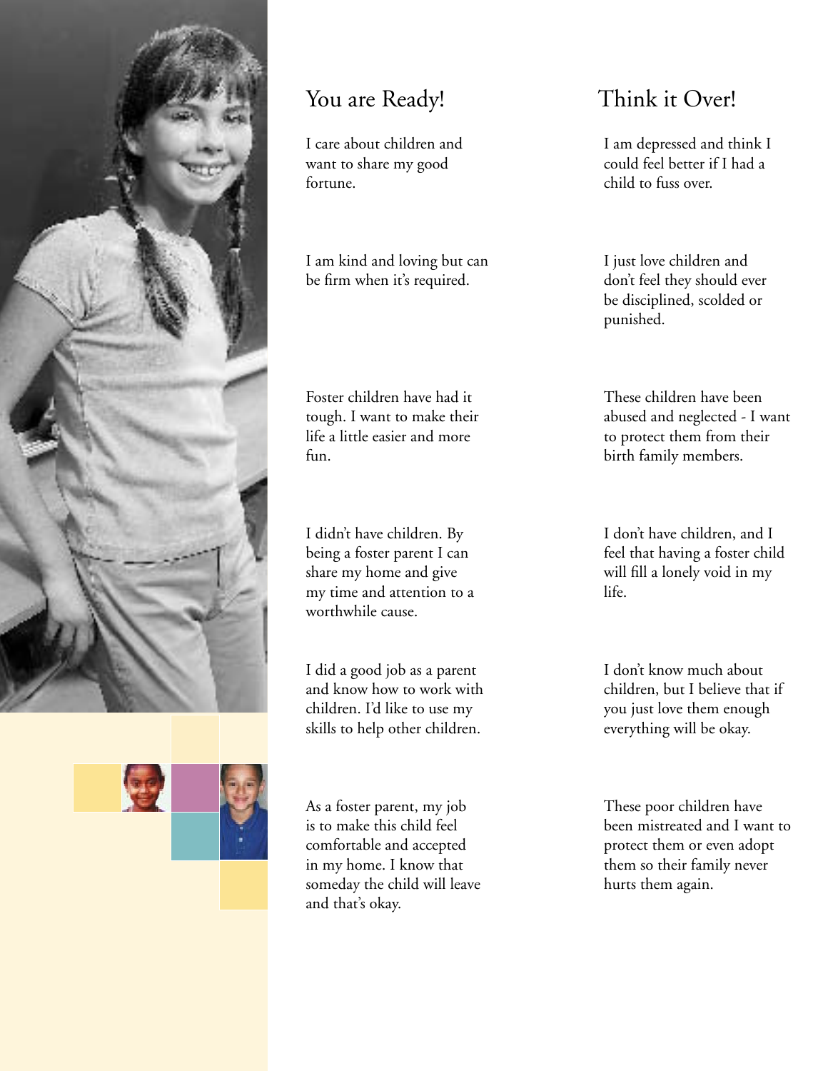## You are Ready!

I care about children and want to share my good fortune.

I am kind and loving but can be firm when it's required.

Foster children have had it tough. I want to make their life a little easier and more fun.

I didn't have children. By being a foster parent I can share my home and give my time and attention to a worthwhile cause.

I did a good job as a parent and know how to work with children. I'd like to use my skills to help other children.

As a foster parent, my job is to make this child feel comfortable and accepted in my home. I know that someday the child will leave and that's okay.

## Think it Over!

I am depressed and think I could feel better if I had a child to fuss over.

I just love children and don't feel they should ever be disciplined, scolded or punished.

These children have been abused and neglected - I want to protect them from their birth family members.

I don't have children, and I feel that having a foster child will fill a lonely void in my life.

I don't know much about children, but I believe that if you just love them enough everything will be okay.

These poor children have been mistreated and I want to protect them or even adopt them so their family never hurts them again.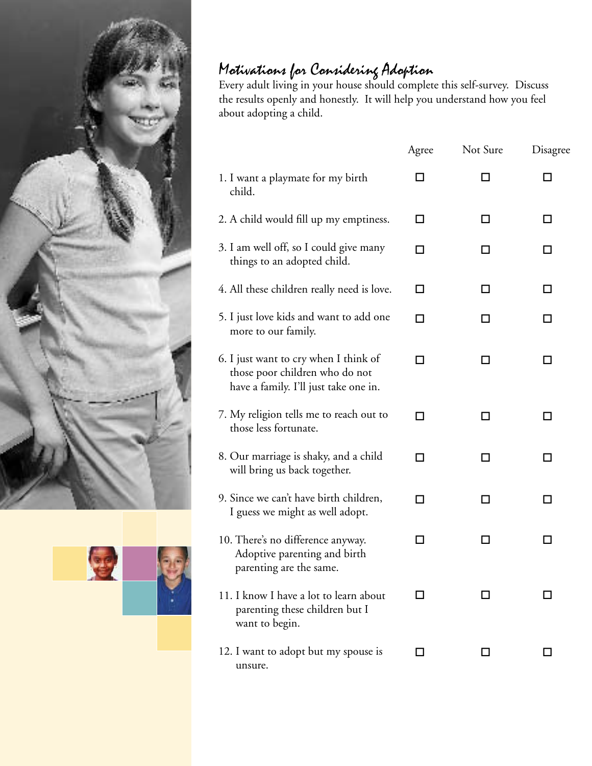## Motivations for Considering Adoption

Every adult living in your house should complete this self-survey. Discuss the results openly and honestly. It will help you understand how you feel about adopting a child.

| | Agree | Not Sure | Disagree |
|---|---|---|---|
| 1. I want a playmate for my birth child. | ☐ | ☐ | ☐ |
| 2. A child would fill up my emptiness. | ☐ | ☐ | ☐ |
| 3. I am well off, so I could give many things to an adopted child. | ☐ | ☐ | ☐ |
| 4. All these children really need is love. | ☐ | ☐ | ☐ |
| 5. I just love kids and want to add one more to our family. | ☐ | ☐ | ☐ |
| 6. I just want to cry when I think of those poor children who do not have a family. I'll just take one in. | ☐ | ☐ | ☐ |
| 7. My religion tells me to reach out to those less fortunate. | ☐ | ☐ | ☐ |
| 8. Our marriage is shaky, and a child will bring us back together. | ☐ | ☐ | ☐ |
| 9. Since we can't have birth children, I guess we might as well adopt. | ☐ | ☐ | ☐ |
| 10. There's no difference anyway. Adoptive parenting and birth parenting are the same. | ☐ | ☐ | ☐ |
| 11. I know I have a lot to learn about parenting these children but I want to begin. | ☐ | ☐ | ☐ |
| 12. I want to adopt but my spouse is unsure. | ☐ | ☐ | ☐ |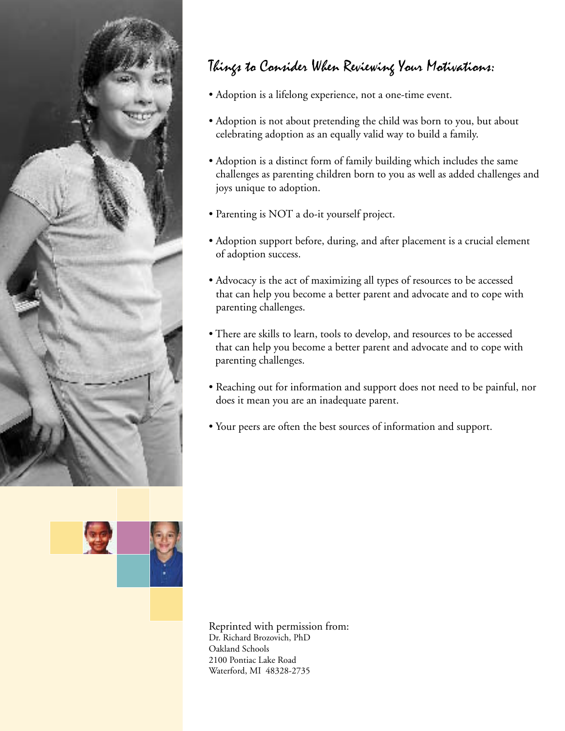## Things to Consider When Reviewing Your Motivations:

- Adoption is a lifelong experience, not a one-time event.
- Adoption is not about pretending the child was born to you, but about celebrating adoption as an equally valid way to build a family.
- Adoption is a distinct form of family building which includes the same challenges as parenting children born to you as well as added challenges and joys unique to adoption.
- Parenting is NOT a do-it yourself project.
- Adoption support before, during, and after placement is a crucial element of adoption success.
- Advocacy is the act of maximizing all types of resources to be accessed that can help you become a better parent and advocate and to cope with parenting challenges.
- There are skills to learn, tools to develop, and resources to be accessed that can help you become a better parent and advocate and to cope with parenting challenges.
- Reaching out for information and support does not need to be painful, nor does it mean you are an inadequate parent.
- Your peers are often the best sources of information and support.

Reprinted with permission from:
Dr. Richard Brozovich, PhD
Oakland Schools
2100 Pontiac Lake Road
Waterford, MI 48328-2735